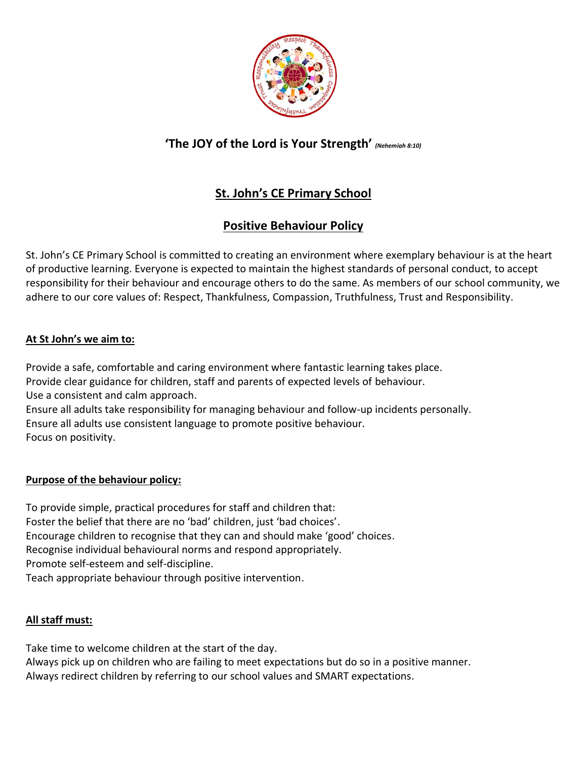**'The JOY of the Lord is Your Strength'** ***(Nehemiah 8:10)***

# St. John's CE Primary School

## Positive Behaviour Policy

St. John's CE Primary School is committed to creating an environment where exemplary behaviour is at the heart of productive learning. Everyone is expected to maintain the highest standards of personal conduct, to accept responsibility for their behaviour and encourage others to do the same. As members of our school community, we adhere to our core values of: Respect, Thankfulness, Compassion, Truthfulness, Trust and Responsibility.

### At St John's we aim to:

Provide a safe, comfortable and caring environment where fantastic learning takes place.
Provide clear guidance for children, staff and parents of expected levels of behaviour.
Use a consistent and calm approach.
Ensure all adults take responsibility for managing behaviour and follow-up incidents personally.
Ensure all adults use consistent language to promote positive behaviour.
Focus on positivity.

### Purpose of the behaviour policy:

To provide simple, practical procedures for staff and children that:
Foster the belief that there are no 'bad' children, just 'bad choices'.
Encourage children to recognise that they can and should make 'good' choices.
Recognise individual behavioural norms and respond appropriately.
Promote self-esteem and self-discipline.
Teach appropriate behaviour through positive intervention.

### All staff must:

Take time to welcome children at the start of the day.
Always pick up on children who are failing to meet expectations but do so in a positive manner.
Always redirect children by referring to our school values and SMART expectations.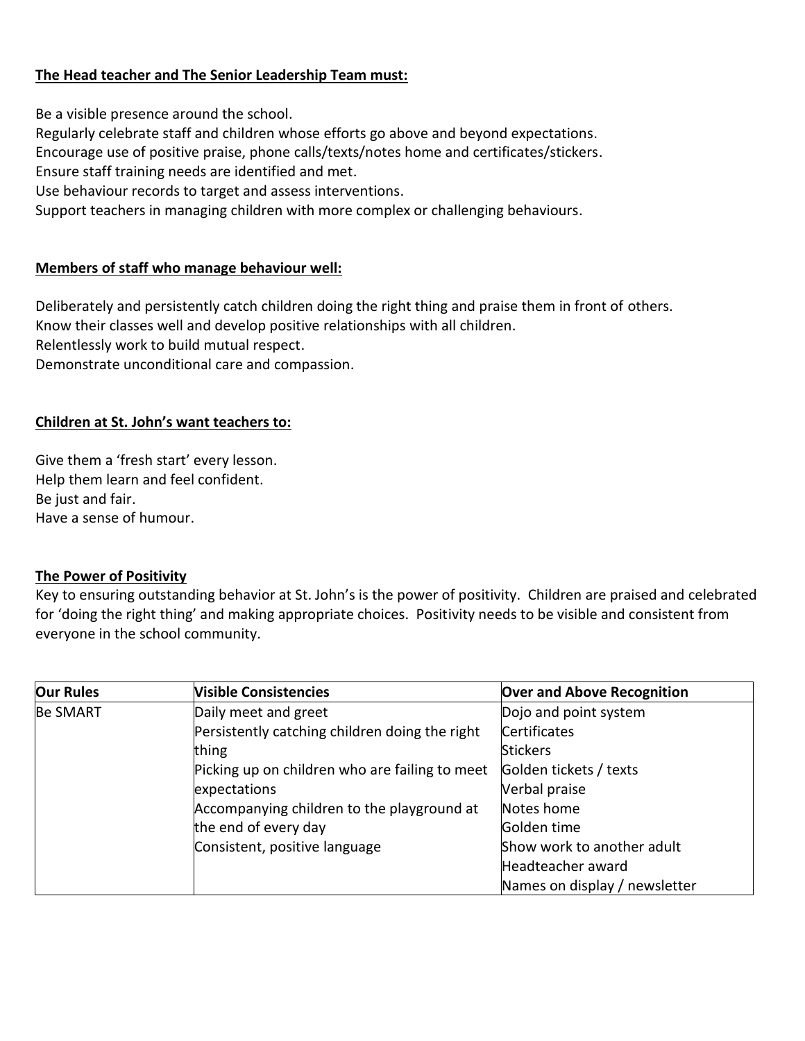**The Head teacher and The Senior Leadership Team must:**

Be a visible presence around the school.
Regularly celebrate staff and children whose efforts go above and beyond expectations.
Encourage use of positive praise, phone calls/texts/notes home and certificates/stickers.
Ensure staff training needs are identified and met.
Use behaviour records to target and assess interventions.
Support teachers in managing children with more complex or challenging behaviours.

**Members of staff who manage behaviour well:**

Deliberately and persistently catch children doing the right thing and praise them in front of others.
Know their classes well and develop positive relationships with all children.
Relentlessly work to build mutual respect.
Demonstrate unconditional care and compassion.

**Children at St. John's want teachers to:**

Give them a 'fresh start' every lesson.
Help them learn and feel confident.
Be just and fair.
Have a sense of humour.

**The Power of Positivity**

Key to ensuring outstanding behavior at St. John's is the power of positivity. Children are praised and celebrated for 'doing the right thing' and making appropriate choices. Positivity needs to be visible and consistent from everyone in the school community.

| Our Rules | Visible Consistencies | Over and Above Recognition |
| --- | --- | --- |
| Be SMART | Daily meet and greet<br>Persistently catching children doing the right thing<br>Picking up on children who are failing to meet expectations<br>Accompanying children to the playground at the end of every day<br>Consistent, positive language | Dojo and point system<br>Certificates<br>Stickers<br>Golden tickets / texts<br>Verbal praise<br>Notes home<br>Golden time<br>Show work to another adult<br>Headteacher award<br>Names on display / newsletter |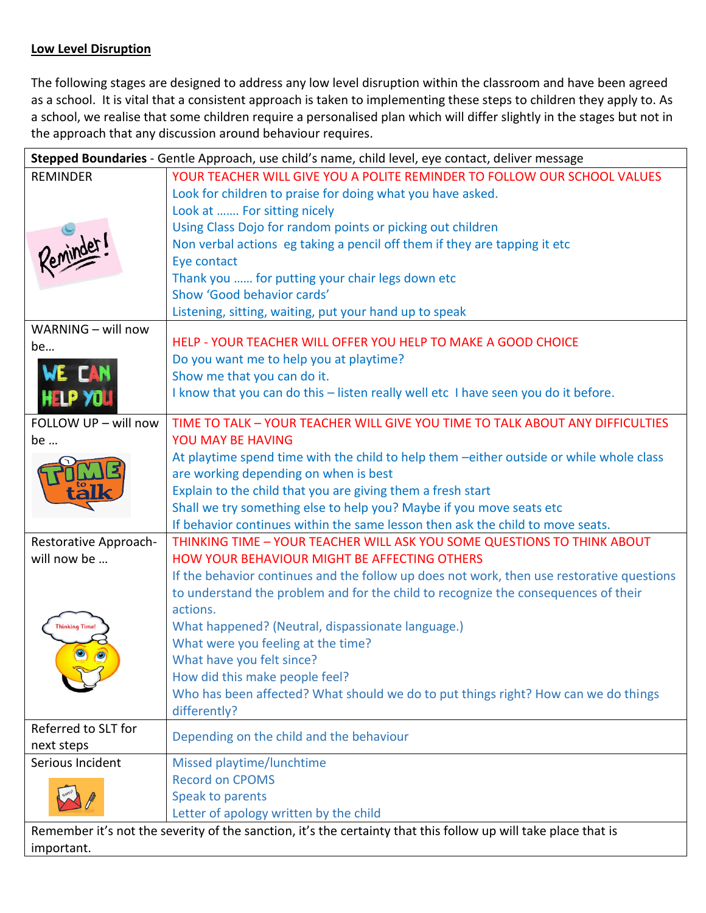**Low Level Disruption**

The following stages are designed to address any low level disruption within the classroom and have been agreed as a school. It is vital that a consistent approach is taken to implementing these steps to children they apply to. As a school, we realise that some children require a personalised plan which will differ slightly in the stages but not in the approach that any discussion around behaviour requires.

| **Stepped Boundaries** - Gentle Approach, use child's name, child level, eye contact, deliver message | |
|---|---|
| REMINDER | YOUR TEACHER WILL GIVE YOU A POLITE REMINDER TO FOLLOW OUR SCHOOL VALUES<br>Look for children to praise for doing what you have asked.<br>Look at ……. For sitting nicely<br>Using Class Dojo for random points or picking out children<br>Non verbal actions eg taking a pencil off them if they are tapping it etc<br>Eye contact<br>Thank you …… for putting your chair legs down etc<br>Show 'Good behavior cards'<br>Listening, sitting, waiting, put your hand up to speak |
| WARNING – will now be… | HELP - YOUR TEACHER WILL OFFER YOU HELP TO MAKE A GOOD CHOICE<br>Do you want me to help you at playtime?<br>Show me that you can do it.<br>I know that you can do this – listen really well etc I have seen you do it before. |
| FOLLOW UP – will now be … | TIME TO TALK – YOUR TEACHER WILL GIVE YOU TIME TO TALK ABOUT ANY DIFFICULTIES YOU MAY BE HAVING<br>At playtime spend time with the child to help them –either outside or while whole class are working depending on when is best<br>Explain to the child that you are giving them a fresh start<br>Shall we try something else to help you? Maybe if you move seats etc<br>If behavior continues within the same lesson then ask the child to move seats. |
| Restorative Approach- will now be … | THINKING TIME – YOUR TEACHER WILL ASK YOU SOME QUESTIONS TO THINK ABOUT HOW YOUR BEHAVIOUR MIGHT BE AFFECTING OTHERS<br>If the behavior continues and the follow up does not work, then use restorative questions to understand the problem and for the child to recognize the consequences of their actions.<br>What happened? (Neutral, dispassionate language.)<br>What were you feeling at the time?<br>What have you felt since?<br>How did this make people feel?<br>Who has been affected? What should we do to put things right? How can we do things differently? |
| Referred to SLT for next steps | Depending on the child and the behaviour |
| Serious Incident | Missed playtime/lunchtime<br>Record on CPOMS<br>Speak to parents<br>Letter of apology written by the child |
| Remember it's not the severity of the sanction, it's the certainty that this follow up will take place that is important. | |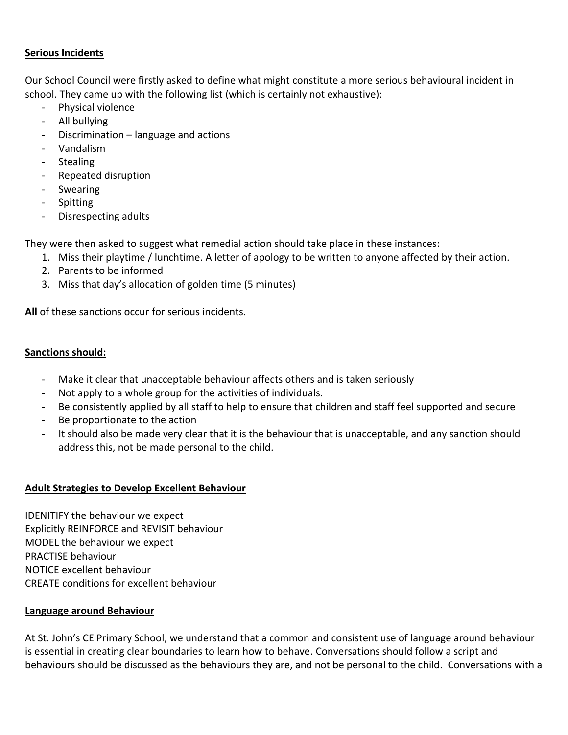**Serious Incidents**

Our School Council were firstly asked to define what might constitute a more serious behavioural incident in school. They came up with the following list (which is certainly not exhaustive):

- Physical violence
- All bullying
- Discrimination – language and actions
- Vandalism
- Stealing
- Repeated disruption
- Swearing
- Spitting
- Disrespecting adults

They were then asked to suggest what remedial action should take place in these instances:

1. Miss their playtime / lunchtime. A letter of apology to be written to anyone affected by their action.
2. Parents to be informed
3. Miss that day's allocation of golden time (5 minutes)

**All** of these sanctions occur for serious incidents.

**Sanctions should:**

- Make it clear that unacceptable behaviour affects others and is taken seriously
- Not apply to a whole group for the activities of individuals.
- Be consistently applied by all staff to help to ensure that children and staff feel supported and secure
- Be proportionate to the action
- It should also be made very clear that it is the behaviour that is unacceptable, and any sanction should address this, not be made personal to the child.

**Adult Strategies to Develop Excellent Behaviour**

IDENITIFY the behaviour we expect
Explicitly REINFORCE and REVISIT behaviour
MODEL the behaviour we expect
PRACTISE behaviour
NOTICE excellent behaviour
CREATE conditions for excellent behaviour

**Language around Behaviour**

At St. John's CE Primary School, we understand that a common and consistent use of language around behaviour is essential in creating clear boundaries to learn how to behave. Conversations should follow a script and behaviours should be discussed as the behaviours they are, and not be personal to the child. Conversations with a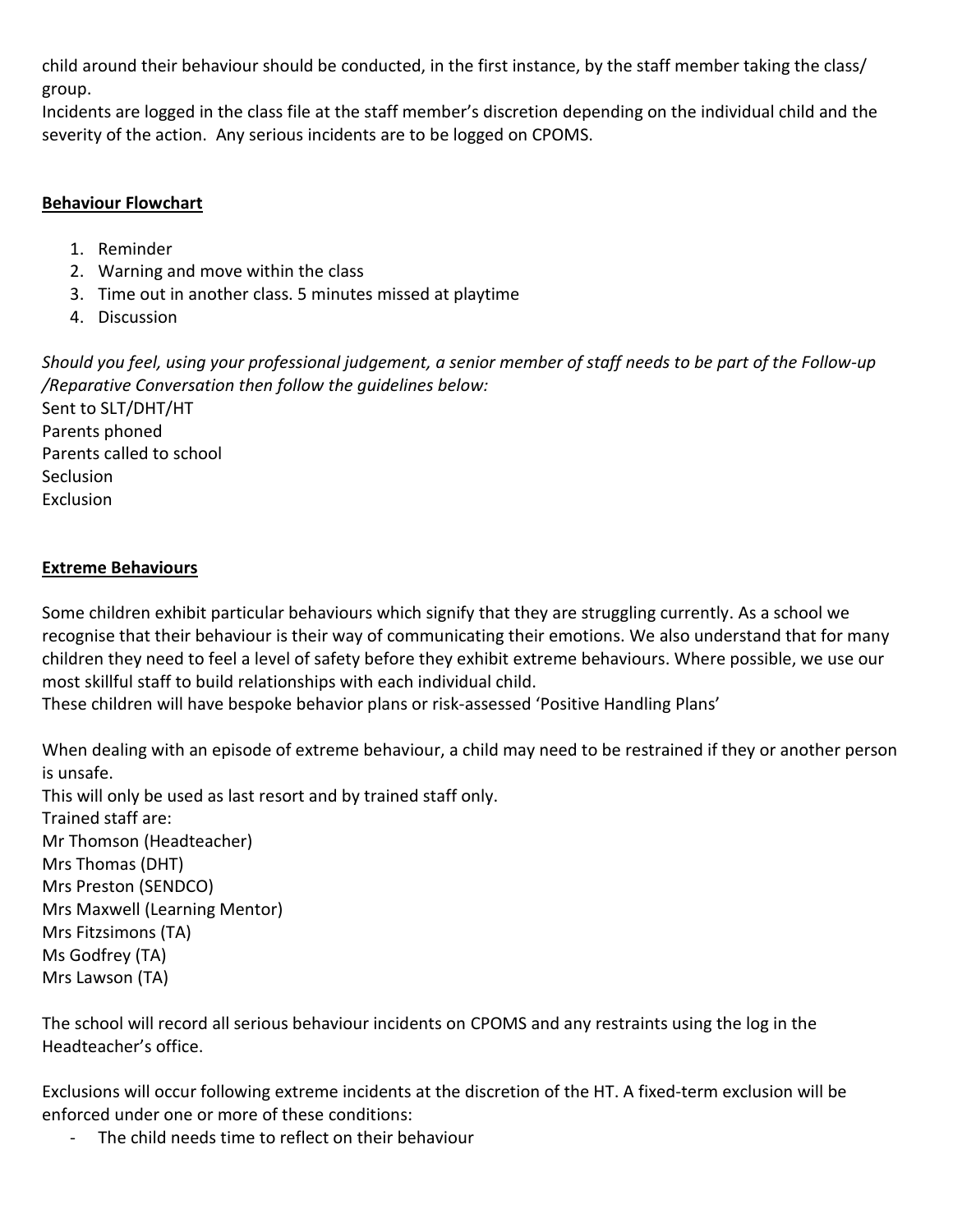child around their behaviour should be conducted, in the first instance, by the staff member taking the class/ group.
Incidents are logged in the class file at the staff member's discretion depending on the individual child and the severity of the action. Any serious incidents are to be logged on CPOMS.

**Behaviour Flowchart**

1. Reminder
2. Warning and move within the class
3. Time out in another class. 5 minutes missed at playtime
4. Discussion

*Should you feel, using your professional judgement, a senior member of staff needs to be part of the Follow-up /Reparative Conversation then follow the guidelines below:*
Sent to SLT/DHT/HT
Parents phoned
Parents called to school
Seclusion
Exclusion

**Extreme Behaviours**

Some children exhibit particular behaviours which signify that they are struggling currently. As a school we recognise that their behaviour is their way of communicating their emotions. We also understand that for many children they need to feel a level of safety before they exhibit extreme behaviours. Where possible, we use our most skillful staff to build relationships with each individual child.
These children will have bespoke behavior plans or risk-assessed 'Positive Handling Plans'

When dealing with an episode of extreme behaviour, a child may need to be restrained if they or another person is unsafe.
This will only be used as last resort and by trained staff only.
Trained staff are:
Mr Thomson (Headteacher)
Mrs Thomas (DHT)
Mrs Preston (SENDCO)
Mrs Maxwell (Learning Mentor)
Mrs Fitzsimons (TA)
Ms Godfrey (TA)
Mrs Lawson (TA)

The school will record all serious behaviour incidents on CPOMS and any restraints using the log in the Headteacher's office.

Exclusions will occur following extreme incidents at the discretion of the HT. A fixed-term exclusion will be enforced under one or more of these conditions:

- The child needs time to reflect on their behaviour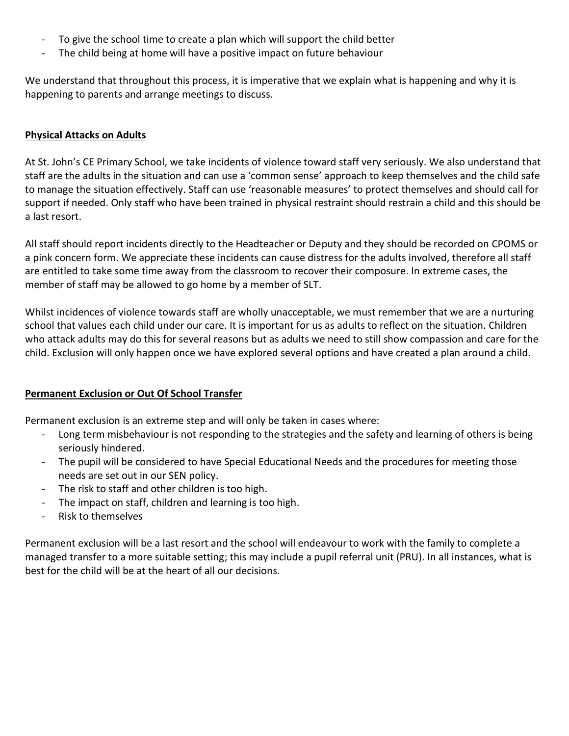- To give the school time to create a plan which will support the child better
- The child being at home will have a positive impact on future behaviour

We understand that throughout this process, it is imperative that we explain what is happening and why it is happening to parents and arrange meetings to discuss.

## Physical Attacks on Adults

At St. John's CE Primary School, we take incidents of violence toward staff very seriously. We also understand that staff are the adults in the situation and can use a 'common sense' approach to keep themselves and the child safe to manage the situation effectively. Staff can use 'reasonable measures' to protect themselves and should call for support if needed. Only staff who have been trained in physical restraint should restrain a child and this should be a last resort.

All staff should report incidents directly to the Headteacher or Deputy and they should be recorded on CPOMS or a pink concern form. We appreciate these incidents can cause distress for the adults involved, therefore all staff are entitled to take some time away from the classroom to recover their composure. In extreme cases, the member of staff may be allowed to go home by a member of SLT.

Whilst incidences of violence towards staff are wholly unacceptable, we must remember that we are a nurturing school that values each child under our care. It is important for us as adults to reflect on the situation. Children who attack adults may do this for several reasons but as adults we need to still show compassion and care for the child. Exclusion will only happen once we have explored several options and have created a plan around a child.

## Permanent Exclusion or Out Of School Transfer

Permanent exclusion is an extreme step and will only be taken in cases where:

- Long term misbehaviour is not responding to the strategies and the safety and learning of others is being seriously hindered.
- The pupil will be considered to have Special Educational Needs and the procedures for meeting those needs are set out in our SEN policy.
- The risk to staff and other children is too high.
- The impact on staff, children and learning is too high.
- Risk to themselves

Permanent exclusion will be a last resort and the school will endeavour to work with the family to complete a managed transfer to a more suitable setting; this may include a pupil referral unit (PRU). In all instances, what is best for the child will be at the heart of all our decisions.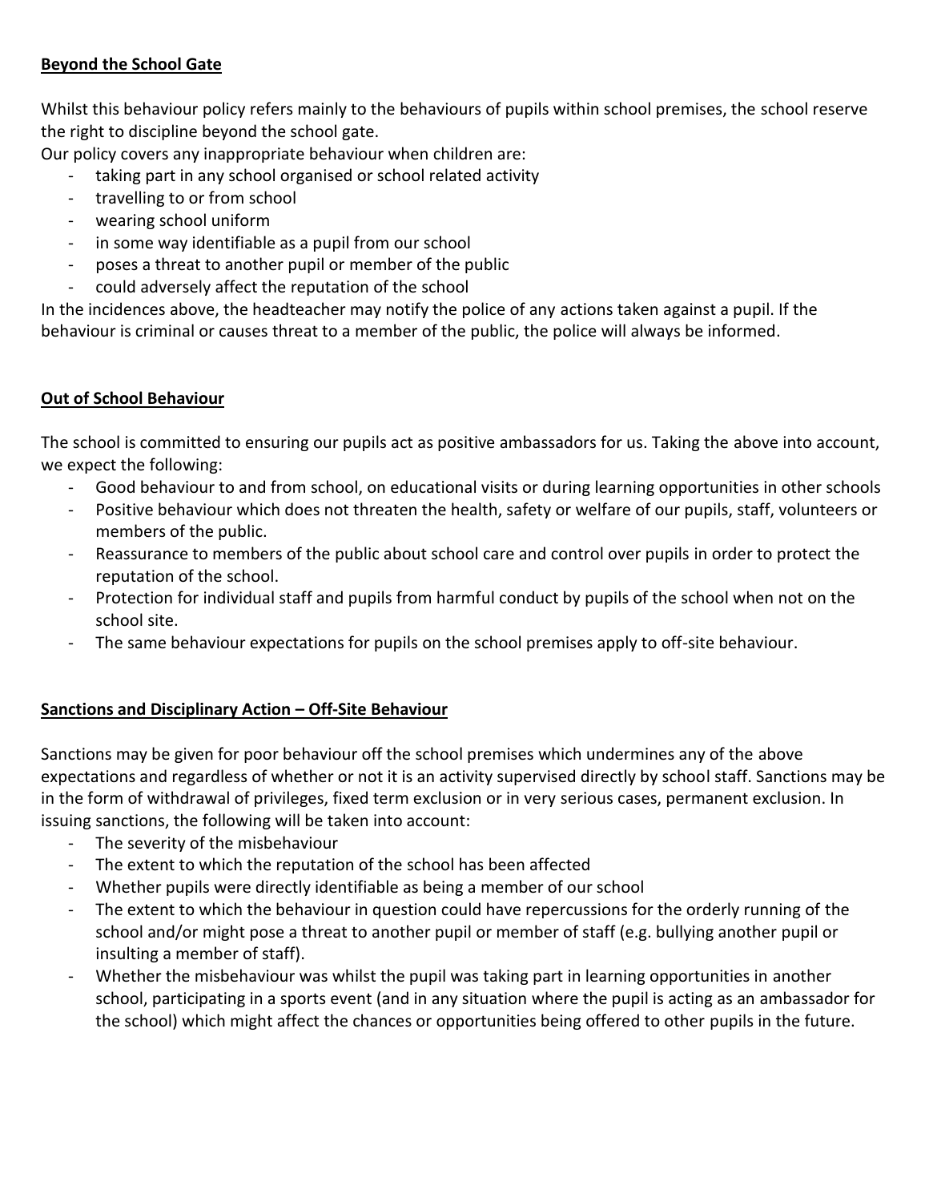**Beyond the School Gate**

Whilst this behaviour policy refers mainly to the behaviours of pupils within school premises, the school reserve the right to discipline beyond the school gate.
Our policy covers any inappropriate behaviour when children are:

- taking part in any school organised or school related activity
- travelling to or from school
- wearing school uniform
- in some way identifiable as a pupil from our school
- poses a threat to another pupil or member of the public
- could adversely affect the reputation of the school

In the incidences above, the headteacher may notify the police of any actions taken against a pupil. If the behaviour is criminal or causes threat to a member of the public, the police will always be informed.

**Out of School Behaviour**

The school is committed to ensuring our pupils act as positive ambassadors for us. Taking the above into account, we expect the following:

- Good behaviour to and from school, on educational visits or during learning opportunities in other schools
- Positive behaviour which does not threaten the health, safety or welfare of our pupils, staff, volunteers or members of the public.
- Reassurance to members of the public about school care and control over pupils in order to protect the reputation of the school.
- Protection for individual staff and pupils from harmful conduct by pupils of the school when not on the school site.
- The same behaviour expectations for pupils on the school premises apply to off-site behaviour.

**Sanctions and Disciplinary Action – Off-Site Behaviour**

Sanctions may be given for poor behaviour off the school premises which undermines any of the above expectations and regardless of whether or not it is an activity supervised directly by school staff. Sanctions may be in the form of withdrawal of privileges, fixed term exclusion or in very serious cases, permanent exclusion. In issuing sanctions, the following will be taken into account:

- The severity of the misbehaviour
- The extent to which the reputation of the school has been affected
- Whether pupils were directly identifiable as being a member of our school
- The extent to which the behaviour in question could have repercussions for the orderly running of the school and/or might pose a threat to another pupil or member of staff (e.g. bullying another pupil or insulting a member of staff).
- Whether the misbehaviour was whilst the pupil was taking part in learning opportunities in another school, participating in a sports event (and in any situation where the pupil is acting as an ambassador for the school) which might affect the chances or opportunities being offered to other pupils in the future.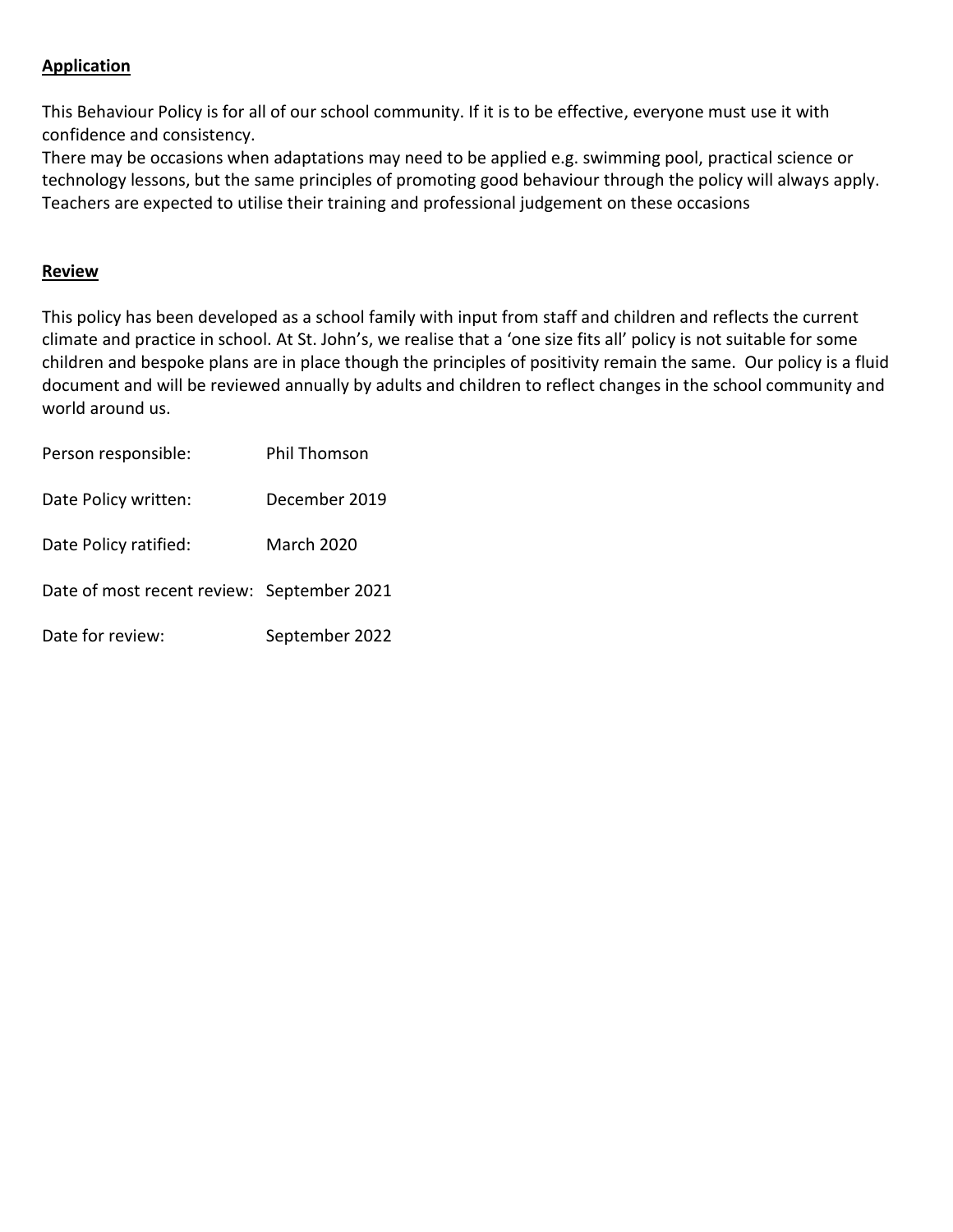**Application**

This Behaviour Policy is for all of our school community. If it is to be effective, everyone must use it with confidence and consistency.
There may be occasions when adaptations may need to be applied e.g. swimming pool, practical science or technology lessons, but the same principles of promoting good behaviour through the policy will always apply. Teachers are expected to utilise their training and professional judgement on these occasions

**Review**

This policy has been developed as a school family with input from staff and children and reflects the current climate and practice in school. At St. John's, we realise that a 'one size fits all' policy is not suitable for some children and bespoke plans are in place though the principles of positivity remain the same. Our policy is a fluid document and will be reviewed annually by adults and children to reflect changes in the school community and world around us.

| | |
|---|---|
| Person responsible: | Phil Thomson |
| Date Policy written: | December 2019 |
| Date Policy ratified: | March 2020 |
| Date of most recent review: | September 2021 |
| Date for review: | September 2022 |